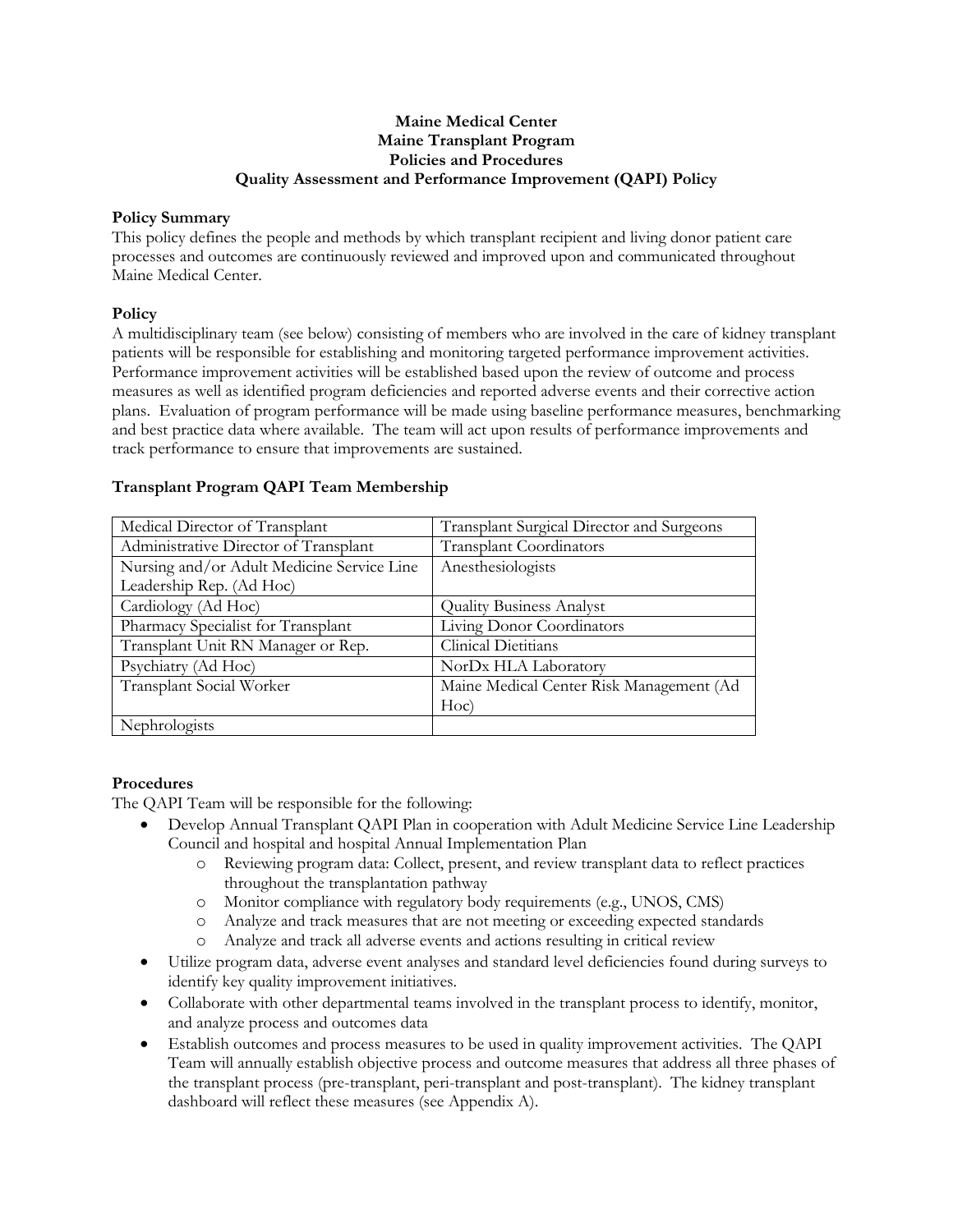**Maine Medical Center**
**Maine Transplant Program**
**Policies and Procedures**
**Quality Assessment and Performance Improvement (QAPI) Policy**

**Policy Summary**

This policy defines the people and methods by which transplant recipient and living donor patient care processes and outcomes are continuously reviewed and improved upon and communicated throughout Maine Medical Center.

**Policy**

A multidisciplinary team (see below) consisting of members who are involved in the care of kidney transplant patients will be responsible for establishing and monitoring targeted performance improvement activities. Performance improvement activities will be established based upon the review of outcome and process measures as well as identified program deficiencies and reported adverse events and their corrective action plans. Evaluation of program performance will be made using baseline performance measures, benchmarking and best practice data where available. The team will act upon results of performance improvements and track performance to ensure that improvements are sustained.

**Transplant Program QAPI Team Membership**

| | |
|---|---|
| Medical Director of Transplant | Transplant Surgical Director and Surgeons |
| Administrative Director of Transplant | Transplant Coordinators |
| Nursing and/or Adult Medicine Service Line Leadership Rep. (Ad Hoc) | Anesthesiologists |
| Cardiology (Ad Hoc) | Quality Business Analyst |
| Pharmacy Specialist for Transplant | Living Donor Coordinators |
| Transplant Unit RN Manager or Rep. | Clinical Dietitians |
| Psychiatry (Ad Hoc) | NorDx HLA Laboratory |
| Transplant Social Worker | Maine Medical Center Risk Management (Ad Hoc) |
| Nephrologists | |

**Procedures**

The QAPI Team will be responsible for the following:

- Develop Annual Transplant QAPI Plan in cooperation with Adult Medicine Service Line Leadership Council and hospital and hospital Annual Implementation Plan
    - Reviewing program data: Collect, present, and review transplant data to reflect practices throughout the transplantation pathway
    - Monitor compliance with regulatory body requirements (e.g., UNOS, CMS)
    - Analyze and track measures that are not meeting or exceeding expected standards
    - Analyze and track all adverse events and actions resulting in critical review
- Utilize program data, adverse event analyses and standard level deficiencies found during surveys to identify key quality improvement initiatives.
- Collaborate with other departmental teams involved in the transplant process to identify, monitor, and analyze process and outcomes data
- Establish outcomes and process measures to be used in quality improvement activities. The QAPI Team will annually establish objective process and outcome measures that address all three phases of the transplant process (pre-transplant, peri-transplant and post-transplant). The kidney transplant dashboard will reflect these measures (see Appendix A).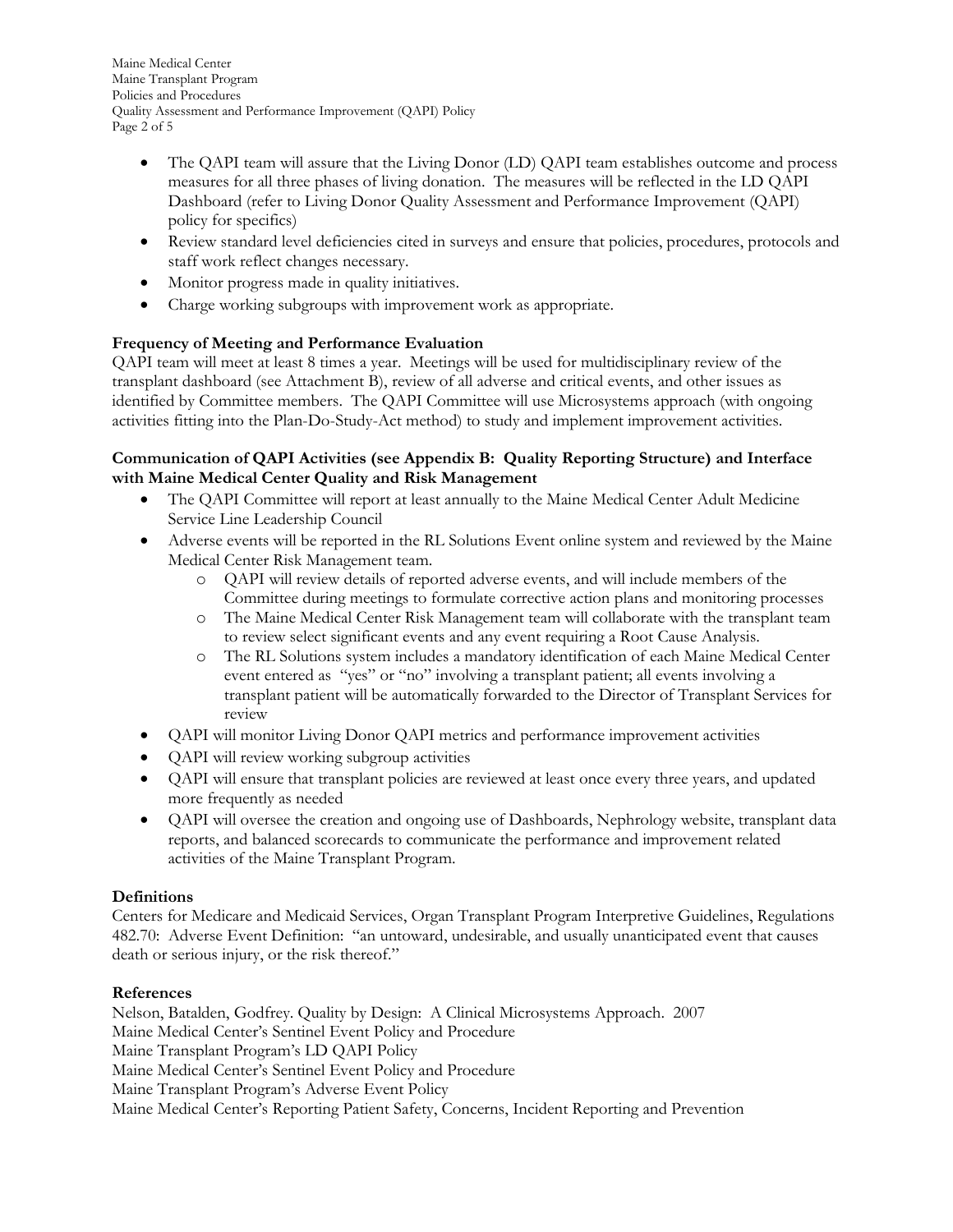- The QAPI team will assure that the Living Donor (LD) QAPI team establishes outcome and process measures for all three phases of living donation. The measures will be reflected in the LD QAPI Dashboard (refer to Living Donor Quality Assessment and Performance Improvement (QAPI) policy for specifics)
- Review standard level deficiencies cited in surveys and ensure that policies, procedures, protocols and staff work reflect changes necessary.
- Monitor progress made in quality initiatives.
- Charge working subgroups with improvement work as appropriate.

**Frequency of Meeting and Performance Evaluation**

QAPI team will meet at least 8 times a year. Meetings will be used for multidisciplinary review of the transplant dashboard (see Attachment B), review of all adverse and critical events, and other issues as identified by Committee members. The QAPI Committee will use Microsystems approach (with ongoing activities fitting into the Plan-Do-Study-Act method) to study and implement improvement activities.

**Communication of QAPI Activities (see Appendix B: Quality Reporting Structure) and Interface with Maine Medical Center Quality and Risk Management**

- The QAPI Committee will report at least annually to the Maine Medical Center Adult Medicine Service Line Leadership Council
- Adverse events will be reported in the RL Solutions Event online system and reviewed by the Maine Medical Center Risk Management team.
  - QAPI will review details of reported adverse events, and will include members of the Committee during meetings to formulate corrective action plans and monitoring processes
  - The Maine Medical Center Risk Management team will collaborate with the transplant team to review select significant events and any event requiring a Root Cause Analysis.
  - The RL Solutions system includes a mandatory identification of each Maine Medical Center event entered as "yes" or "no" involving a transplant patient; all events involving a transplant patient will be automatically forwarded to the Director of Transplant Services for review
- QAPI will monitor Living Donor QAPI metrics and performance improvement activities
- QAPI will review working subgroup activities
- QAPI will ensure that transplant policies are reviewed at least once every three years, and updated more frequently as needed
- QAPI will oversee the creation and ongoing use of Dashboards, Nephrology website, transplant data reports, and balanced scorecards to communicate the performance and improvement related activities of the Maine Transplant Program.

**Definitions**

Centers for Medicare and Medicaid Services, Organ Transplant Program Interpretive Guidelines, Regulations 482.70: Adverse Event Definition: "an untoward, undesirable, and usually unanticipated event that causes death or serious injury, or the risk thereof."

**References**

Nelson, Batalden, Godfrey. Quality by Design: A Clinical Microsystems Approach. 2007
Maine Medical Center's Sentinel Event Policy and Procedure
Maine Transplant Program's LD QAPI Policy
Maine Medical Center's Sentinel Event Policy and Procedure
Maine Transplant Program's Adverse Event Policy
Maine Medical Center's Reporting Patient Safety, Concerns, Incident Reporting and Prevention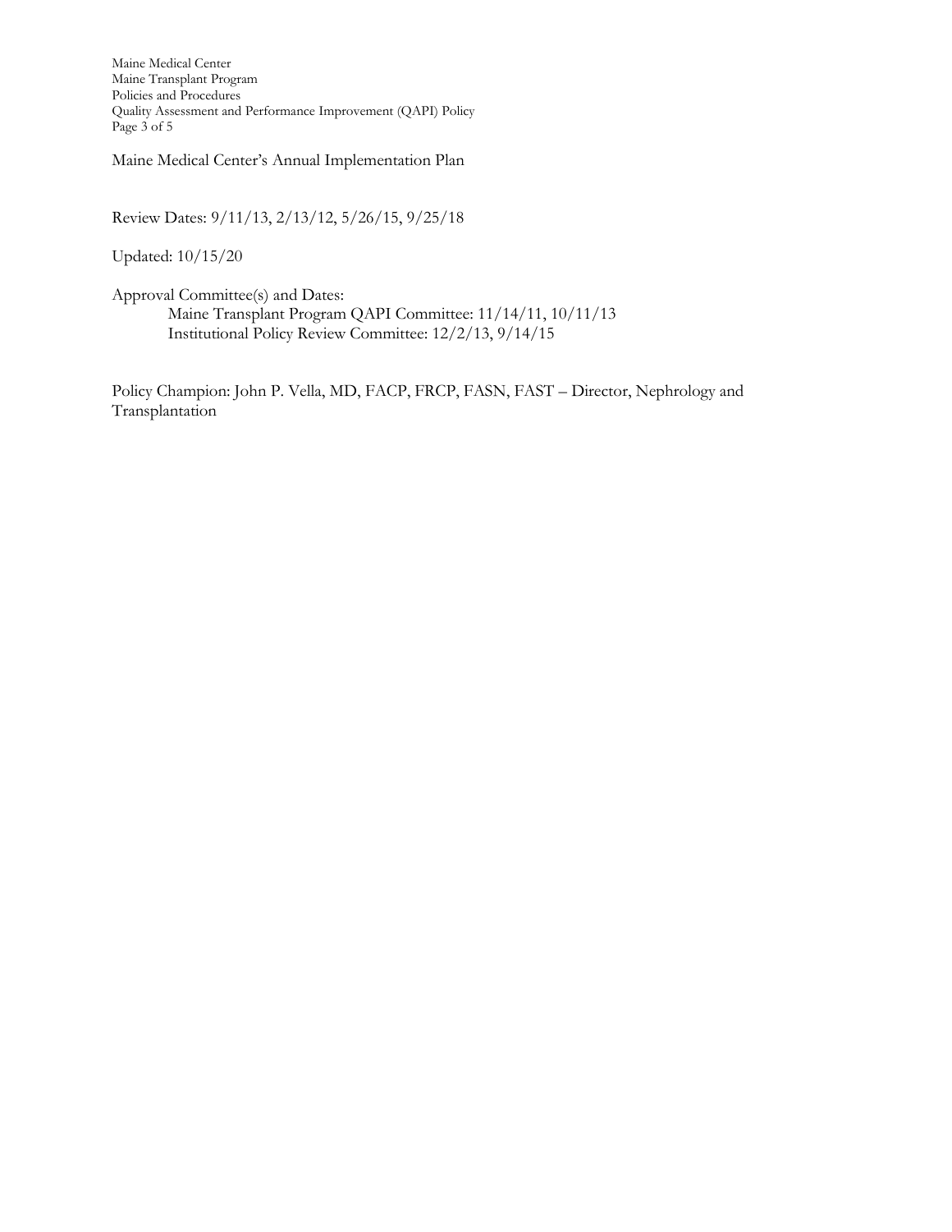Maine Medical Center's Annual Implementation Plan

Review Dates: 9/11/13, 2/13/12, 5/26/15, 9/25/18

Updated: 10/15/20

Approval Committee(s) and Dates:

Maine Transplant Program QAPI Committee: 11/14/11, 10/11/13

Institutional Policy Review Committee: 12/2/13, 9/14/15

Policy Champion: John P. Vella, MD, FACP, FRCP, FASN, FAST – Director, Nephrology and Transplantation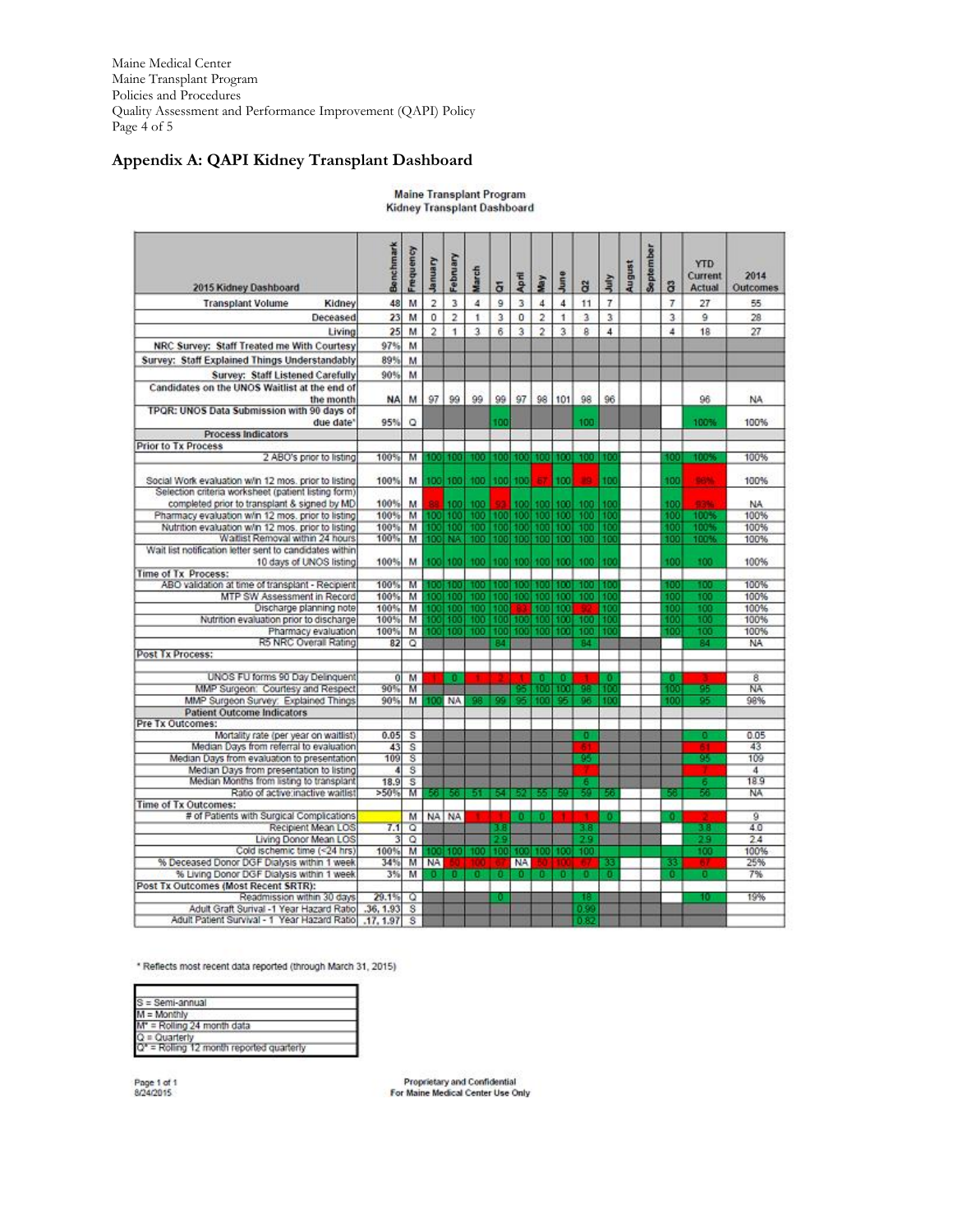Maine Medical Center
Maine Transplant Program
Policies and Procedures
Quality Assessment and Performance Improvement (QAPI) Policy

## Appendix A: QAPI Kidney Transplant Dashboard

**Maine Transplant Program**
**Kidney Transplant Dashboard**

| 2015 Kidney Dashboard | Benchmark | Frequency | January | February | March | Q1 | April | May | June | Q2 | July | August | September | Q3 | YTD Current Actual | 2014 Outcomes |
|---|---|---|---|---|---|---|---|---|---|---|---|---|---|---|---|---|
| Transplant Volume Kidney | 48 | M | 2 | 3 | 4 | 9 | 3 | 4 | 4 | 11 | 7 | | | 7 | 27 | 55 |
| Deceased | 23 | M | 0 | 2 | 1 | 3 | 0 | 2 | 1 | 3 | 3 | | | 3 | 9 | 28 |
| Living | 25 | M | 2 | 1 | 3 | 6 | 3 | 2 | 3 | 8 | 4 | | | 4 | 18 | 27 |
| NRC Survey: Staff Treated me With Courtesy | 97% | M | | | | | | | | | | | | | | |
| Survey: Staff Explained Things Understandably | 89% | M | | | | | | | | | | | | | | |
| Survey: Staff Listened Carefully | 90% | M | | | | | | | | | | | | | | |
| Candidates on the UNOS Waitlist at the end of the month | NA | M | 97 | 99 | 99 | 99 | 97 | 98 | 101 | 98 | 96 | | | | 96 | NA |
| TPQR: UNOS Data Submission with 90 days of due date* | 95% | Q | | | | 100 | | | | 100 | | | | | 100% | 100% |
| **Process Indicators** | | | | | | | | | | | | | | | | |
| **Prior to Tx Process** | | | | | | | | | | | | | | | | |
| 2 ABO's prior to listing | 100% | M | 100 | 100 | 100 | 100 | 100 | 100 | 100 | 100 | 100 | | | 100 | 100% | 100% |
| Social Work evaluation w/in 12 mos. prior to listing | 100% | M | 100 | 100 | 100 | 100 | 100 | 67 | 100 | 89 | 100 | | | 100 | 96% | 100% |
| Selection criteria worksheet (patient listing form) completed prior to transplant & signed by MD | 100% | M | 88 | 100 | 100 | 93 | 100 | 100 | 100 | 100 | 100 | | | 100 | 93% | NA |
| Pharmacy evaluation w/in 12 mos. prior to listing | 100% | M | 100 | 100 | 100 | 100 | 100 | 100 | 100 | 100 | 100 | | | 100 | 100% | 100% |
| Nutrition evaluation w/in 12 mos. prior to listing | 100% | M | 100 | 100 | 100 | 100 | 100 | 100 | 100 | 100 | 100 | | | 100 | 100% | 100% |
| Waitlist Removal within 24 hours | 100% | M | 100 | NA | 100 | 100 | 100 | 100 | 100 | 100 | 100 | | | 100 | 100% | 100% |
| Wait list notification letter sent to candidates within 10 days of UNOS listing | 100% | M | 100 | 100 | 100 | 100 | 100 | 100 | 100 | 100 | 100 | | | 100 | 100 | 100% |
| **Time of Tx Process:** | | | | | | | | | | | | | | | | |
| ABO validation at time of transplant - Recipient | 100% | M | 100 | 100 | 100 | 100 | 100 | 100 | 100 | 100 | 100 | | | 100 | 100 | 100% |
| MTP SW Assessment in Record | 100% | M | 100 | 100 | 100 | 100 | 100 | 100 | 100 | 100 | 100 | | | 100 | 100 | 100% |
| Discharge planning note | 100% | M | 100 | 100 | 100 | 100 | 83 | 100 | 100 | 92 | 100 | | | 100 | 100 | 100% |
| Nutrition evaluation prior to discharge | 100% | M | 100 | 100 | 100 | 100 | 100 | 100 | 100 | 100 | 100 | | | 100 | 100 | 100% |
| Pharmacy evaluation | 100% | M | 100 | 100 | 100 | 100 | 100 | 100 | 100 | 100 | 100 | | | 100 | 100 | 100% |
| R5 NRC Overall Rating | 82 | Q | | | | 84 | | | | 84 | | | | | 84 | NA |
| **Post Tx Process:** | | | | | | | | | | | | | | | | |
| UNOS FU forms 90 Day Delinquent | 0 | M | 1 | 0 | 1 | 2 | 1 | 0 | 0 | 1 | 0 | | | 0 | 3 | 8 |
| MMP Surgeon: Courtesy and Respect | 90% | M | | | | | 95 | 100 | 100 | 98 | 100 | | | 100 | 95 | NA |
| MMP Surgeon Survey: Explained Things | 90% | M | 100 | NA | 98 | 99 | 95 | 100 | 95 | 96 | 100 | | | 100 | 95 | 98% |
| **Patient Outcome Indicators** | | | | | | | | | | | | | | | | |
| **Pre Tx Outcomes:** | | | | | | | | | | | | | | | | |
| Mortality rate (per year on waitlist) | 0.05 | S | | | | | | | | 0 | | | | | 0 | 0.05 |
| Median Days from referral to evaluation | 43 | S | | | | | | | | 61 | | | | | 61 | 43 |
| Median Days from evaluation to presentation | 109 | S | | | | | | | | 95 | | | | | 95 | 109 |
| Median Days from presentation to listing | 4 | S | | | | | | | | 7 | | | | | 7 | 4 |
| Median Months from listing to transplant | 18.9 | S | | | | | | | | 6 | | | | | 6 | 18.9 |
| Ratio of active:inactive waitlist | >50% | M | 56 | 56 | 51 | 54 | 52 | 55 | 59 | 59 | 56 | | | 56 | 56 | NA |
| **Time of Tx Outcomes:** | | | | | | | | | | | | | | | | |
| # of Patients with Surgical Complications | | M | NA | NA | 1 | 1 | 0 | 0 | 1 | 1 | 0 | | | 0 | 2 | 9 |
| Recipient Mean LOS | 7.1 | Q | | | | 3.8 | | | | 3.8 | | | | | 3.8 | 4.0 |
| Living Donor Mean LOS | 3 | Q | | | | 2.9 | | | | 2.9 | | | | | 2.9 | 2.4 |
| Cold ischemic time (<24 hrs) | 100% | M | 100 | 100 | 100 | 100 | 100 | 100 | 100 | 100 | | | | | 100 | 100% |
| % Deceased Donor DGF Dialysis within 1 week | 34% | M | NA | 50 | 100 | 67 | NA | 50 | 100 | 67 | 33 | | | 33 | 67 | 25% |
| % Living Donor DGF Dialysis within 1 week | 3% | M | 0 | 0 | 0 | 0 | 0 | 0 | 0 | 0 | 0 | | | 0 | 0 | 7% |
| **Post Tx Outcomes (Most Recent SRTR):** | | | | | | | | | | | | | | | | |
| Readmission within 30 days | 29.1% | Q | | | | 0 | | | | 18 | | | | | 10 | 19% |
| Adult Graft Surival -1 Year Hazard Ratio | .36, 1.93 | S | | | | | | | | 0.99 | | | | | | |
| Adult Patient Survival - 1 Year Hazard Ratio | .17, 1.97 | S | | | | | | | | 0.82 | | | | | | |

\* Reflects most recent data reported (through March 31, 2015)

| |
|---|
| S = Semi-annual |
| M = Monthly |
| M* = Rolling 24 month data |
| Q = Quarterly |
| Q* = Rolling 12 month reported quarterly |

Page 1 of 1
8/24/2015

Proprietary and Confidential
For Maine Medical Center Use Only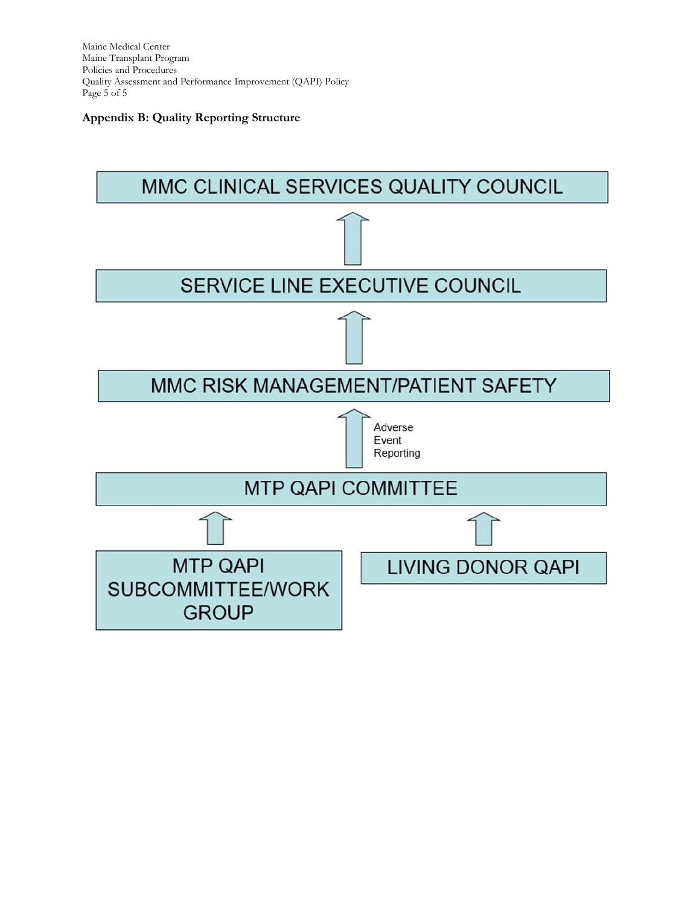**Appendix B: Quality Reporting Structure**

MMC CLINICAL SERVICES QUALITY COUNCIL

SERVICE LINE EXECUTIVE COUNCIL

MMC RISK MANAGEMENT/PATIENT SAFETY

Adverse Event Reporting

MTP QAPI COMMITTEE

MTP QAPI SUBCOMMITTEE/WORK GROUP

LIVING DONOR QAPI